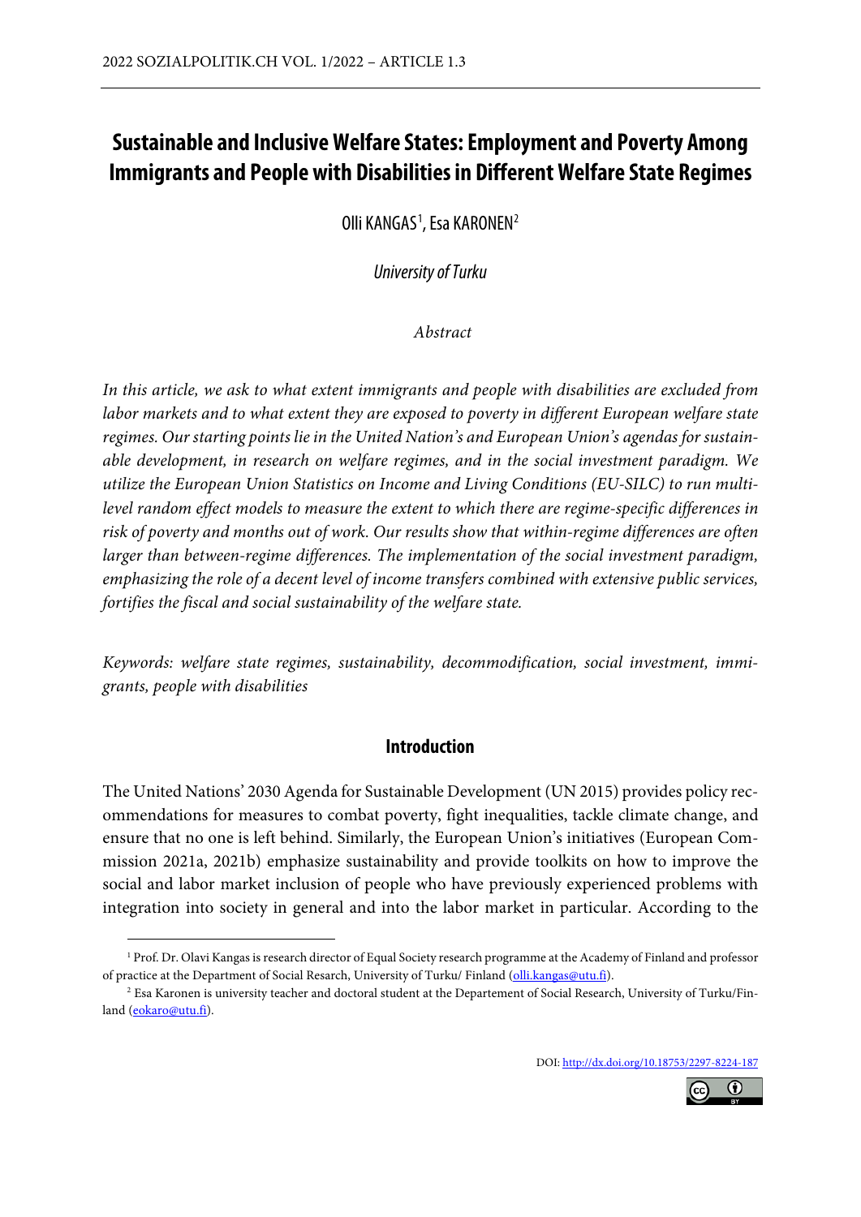# Sustainable and Inclusive Welfare States: Employment and Poverty Among Immigrants and People with Disabilities in Different Welfare State Regimes

Olli KANGAS[1], Esa KARONEN[2]

*University of Turku*

*Abstract*

*In this article, we ask to what extent immigrants and people with disabilities are excluded from labor markets and to what extent they are exposed to poverty in different European welfare state regimes. Our starting points lie in the United Nation's and European Union's agendas for sustainable development, in research on welfare regimes, and in the social investment paradigm. We utilize the European Union Statistics on Income and Living Conditions (EU-SILC) to run multilevel random effect models to measure the extent to which there are regime-specific differences in risk of poverty and months out of work. Our results show that within-regime differences are often larger than between-regime differences. The implementation of the social investment paradigm, emphasizing the role of a decent level of income transfers combined with extensive public services, fortifies the fiscal and social sustainability of the welfare state.*

*Keywords: welfare state regimes, sustainability, decommodification, social investment, immigrants, people with disabilities*

## Introduction

The United Nations' 2030 Agenda for Sustainable Development (UN 2015) provides policy recommendations for measures to combat poverty, fight inequalities, tackle climate change, and ensure that no one is left behind. Similarly, the European Union's initiatives (European Commission 2021a, 2021b) emphasize sustainability and provide toolkits on how to improve the social and labor market inclusion of people who have previously experienced problems with integration into society in general and into the labor market in particular. According to the

---

[1] Prof. Dr. Olavi Kangas is research director of Equal Society research programme at the Academy of Finland and professor of practice at the Department of Social Resarch, University of Turku/ Finland (olli.kangas@utu.fi).

[2] Esa Karonen is university teacher and doctoral student at the Departement of Social Research, University of Turku/Finland (eokaro@utu.fi).

DOI: http://dx.doi.org/10.18753/2297-8224-187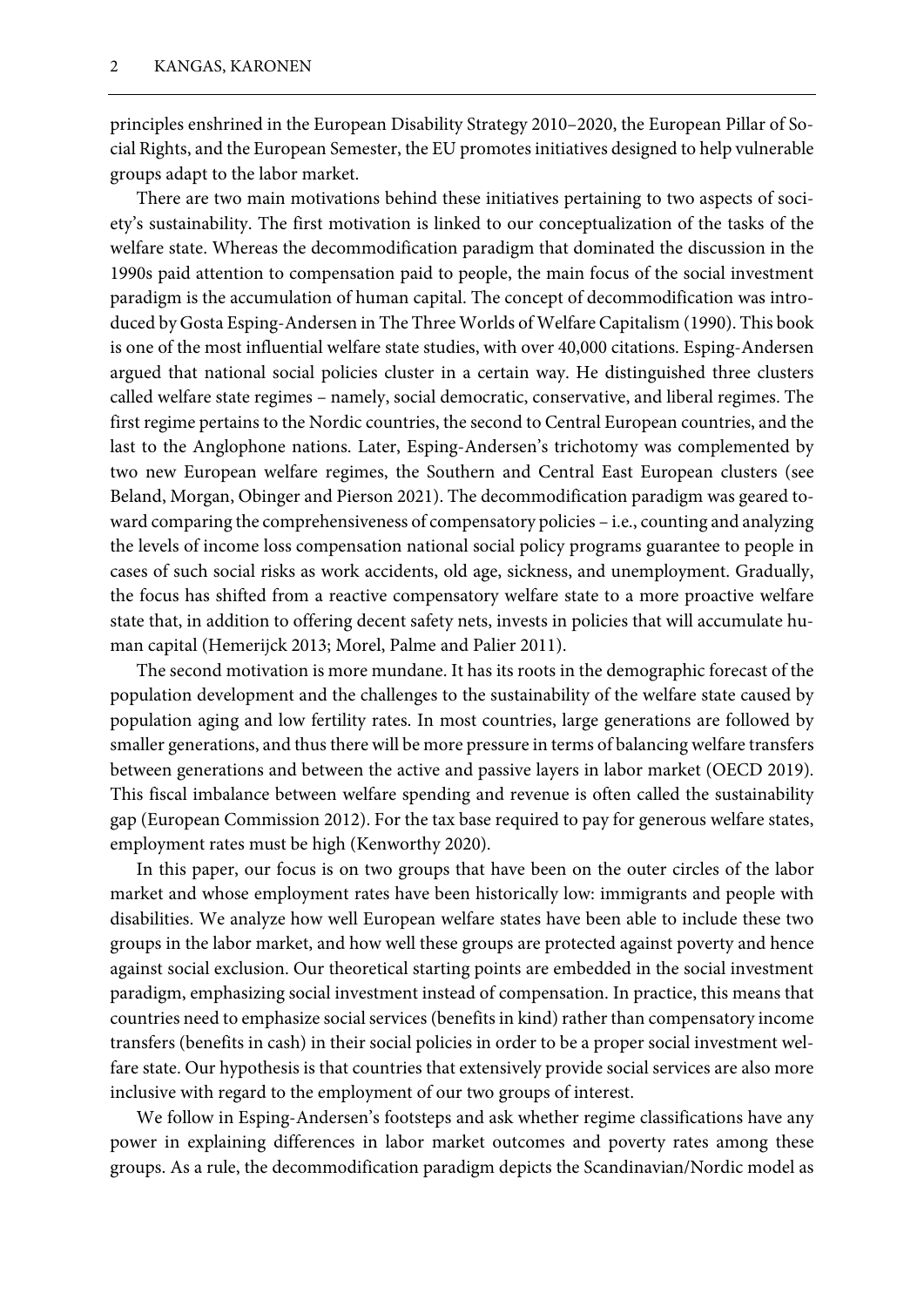principles enshrined in the European Disability Strategy 2010–2020, the European Pillar of Social Rights, and the European Semester, the EU promotes initiatives designed to help vulnerable groups adapt to the labor market.

There are two main motivations behind these initiatives pertaining to two aspects of society's sustainability. The first motivation is linked to our conceptualization of the tasks of the welfare state. Whereas the decommodification paradigm that dominated the discussion in the 1990s paid attention to compensation paid to people, the main focus of the social investment paradigm is the accumulation of human capital. The concept of decommodification was introduced by Gosta Esping-Andersen in The Three Worlds of Welfare Capitalism (1990). This book is one of the most influential welfare state studies, with over 40,000 citations. Esping-Andersen argued that national social policies cluster in a certain way. He distinguished three clusters called welfare state regimes – namely, social democratic, conservative, and liberal regimes. The first regime pertains to the Nordic countries, the second to Central European countries, and the last to the Anglophone nations. Later, Esping-Andersen's trichotomy was complemented by two new European welfare regimes, the Southern and Central East European clusters (see Beland, Morgan, Obinger and Pierson 2021). The decommodification paradigm was geared toward comparing the comprehensiveness of compensatory policies – i.e., counting and analyzing the levels of income loss compensation national social policy programs guarantee to people in cases of such social risks as work accidents, old age, sickness, and unemployment. Gradually, the focus has shifted from a reactive compensatory welfare state to a more proactive welfare state that, in addition to offering decent safety nets, invests in policies that will accumulate human capital (Hemerijck 2013; Morel, Palme and Palier 2011).

The second motivation is more mundane. It has its roots in the demographic forecast of the population development and the challenges to the sustainability of the welfare state caused by population aging and low fertility rates. In most countries, large generations are followed by smaller generations, and thus there will be more pressure in terms of balancing welfare transfers between generations and between the active and passive layers in labor market (OECD 2019). This fiscal imbalance between welfare spending and revenue is often called the sustainability gap (European Commission 2012). For the tax base required to pay for generous welfare states, employment rates must be high (Kenworthy 2020).

In this paper, our focus is on two groups that have been on the outer circles of the labor market and whose employment rates have been historically low: immigrants and people with disabilities. We analyze how well European welfare states have been able to include these two groups in the labor market, and how well these groups are protected against poverty and hence against social exclusion. Our theoretical starting points are embedded in the social investment paradigm, emphasizing social investment instead of compensation. In practice, this means that countries need to emphasize social services (benefits in kind) rather than compensatory income transfers (benefits in cash) in their social policies in order to be a proper social investment welfare state. Our hypothesis is that countries that extensively provide social services are also more inclusive with regard to the employment of our two groups of interest.

We follow in Esping-Andersen's footsteps and ask whether regime classifications have any power in explaining differences in labor market outcomes and poverty rates among these groups. As a rule, the decommodification paradigm depicts the Scandinavian/Nordic model as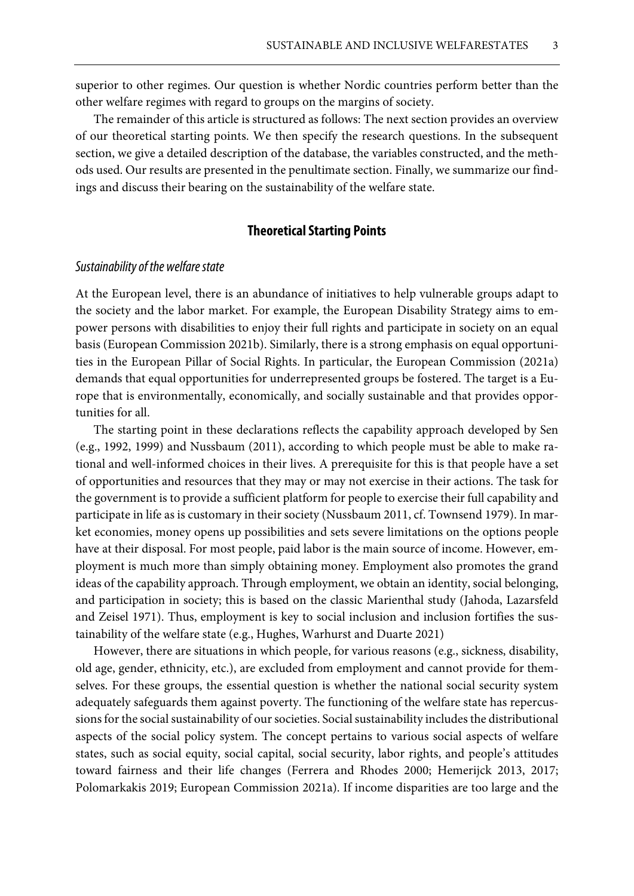superior to other regimes. Our question is whether Nordic countries perform better than the other welfare regimes with regard to groups on the margins of society.

The remainder of this article is structured as follows: The next section provides an overview of our theoretical starting points. We then specify the research questions. In the subsequent section, we give a detailed description of the database, the variables constructed, and the methods used. Our results are presented in the penultimate section. Finally, we summarize our findings and discuss their bearing on the sustainability of the welfare state.

## Theoretical Starting Points

### *Sustainability of the welfare state*

At the European level, there is an abundance of initiatives to help vulnerable groups adapt to the society and the labor market. For example, the European Disability Strategy aims to empower persons with disabilities to enjoy their full rights and participate in society on an equal basis (European Commission 2021b). Similarly, there is a strong emphasis on equal opportunities in the European Pillar of Social Rights. In particular, the European Commission (2021a) demands that equal opportunities for underrepresented groups be fostered. The target is a Europe that is environmentally, economically, and socially sustainable and that provides opportunities for all.

The starting point in these declarations reflects the capability approach developed by Sen (e.g., 1992, 1999) and Nussbaum (2011), according to which people must be able to make rational and well-informed choices in their lives. A prerequisite for this is that people have a set of opportunities and resources that they may or may not exercise in their actions. The task for the government is to provide a sufficient platform for people to exercise their full capability and participate in life as is customary in their society (Nussbaum 2011, cf. Townsend 1979). In market economies, money opens up possibilities and sets severe limitations on the options people have at their disposal. For most people, paid labor is the main source of income. However, employment is much more than simply obtaining money. Employment also promotes the grand ideas of the capability approach. Through employment, we obtain an identity, social belonging, and participation in society; this is based on the classic Marienthal study (Jahoda, Lazarsfeld and Zeisel 1971). Thus, employment is key to social inclusion and inclusion fortifies the sustainability of the welfare state (e.g., Hughes, Warhurst and Duarte 2021)

However, there are situations in which people, for various reasons (e.g., sickness, disability, old age, gender, ethnicity, etc.), are excluded from employment and cannot provide for themselves. For these groups, the essential question is whether the national social security system adequately safeguards them against poverty. The functioning of the welfare state has repercussions for the social sustainability of our societies. Social sustainability includes the distributional aspects of the social policy system. The concept pertains to various social aspects of welfare states, such as social equity, social capital, social security, labor rights, and people's attitudes toward fairness and their life changes (Ferrera and Rhodes 2000; Hemerijck 2013, 2017; Polomarkakis 2019; European Commission 2021a). If income disparities are too large and the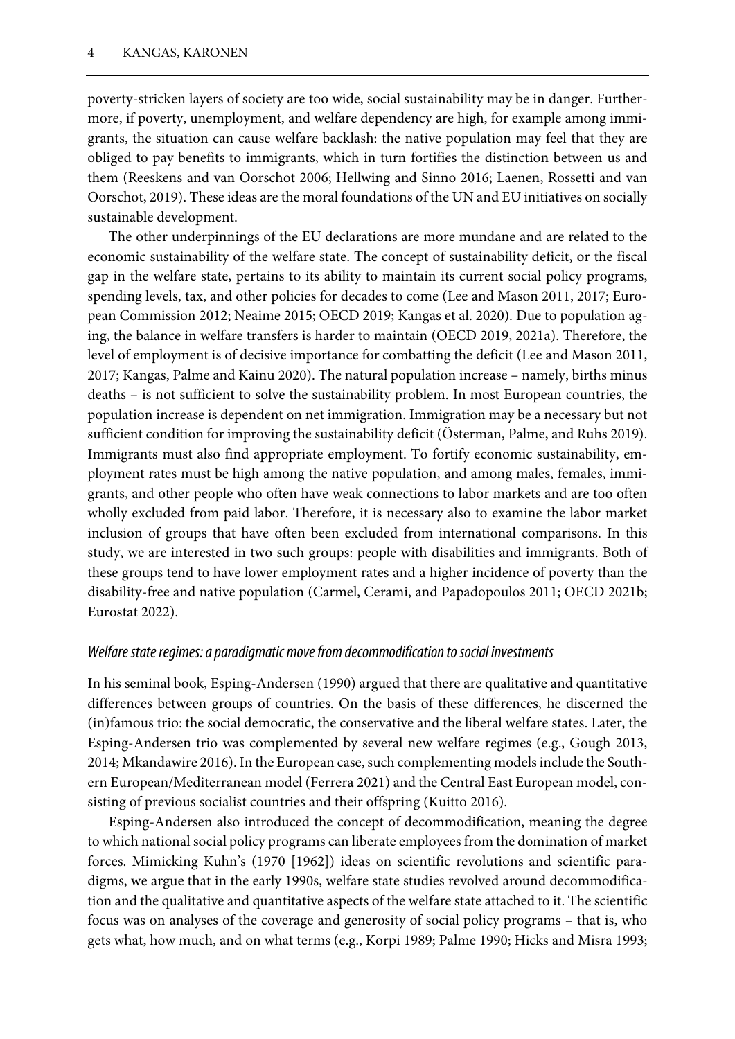poverty-stricken layers of society are too wide, social sustainability may be in danger. Furthermore, if poverty, unemployment, and welfare dependency are high, for example among immigrants, the situation can cause welfare backlash: the native population may feel that they are obliged to pay benefits to immigrants, which in turn fortifies the distinction between us and them (Reeskens and van Oorschot 2006; Hellwing and Sinno 2016; Laenen, Rossetti and van Oorschot, 2019). These ideas are the moral foundations of the UN and EU initiatives on socially sustainable development.

The other underpinnings of the EU declarations are more mundane and are related to the economic sustainability of the welfare state. The concept of sustainability deficit, or the fiscal gap in the welfare state, pertains to its ability to maintain its current social policy programs, spending levels, tax, and other policies for decades to come (Lee and Mason 2011, 2017; European Commission 2012; Neaime 2015; OECD 2019; Kangas et al. 2020). Due to population aging, the balance in welfare transfers is harder to maintain (OECD 2019, 2021a). Therefore, the level of employment is of decisive importance for combatting the deficit (Lee and Mason 2011, 2017; Kangas, Palme and Kainu 2020). The natural population increase – namely, births minus deaths – is not sufficient to solve the sustainability problem. In most European countries, the population increase is dependent on net immigration. Immigration may be a necessary but not sufficient condition for improving the sustainability deficit (Österman, Palme, and Ruhs 2019). Immigrants must also find appropriate employment. To fortify economic sustainability, employment rates must be high among the native population, and among males, females, immigrants, and other people who often have weak connections to labor markets and are too often wholly excluded from paid labor. Therefore, it is necessary also to examine the labor market inclusion of groups that have often been excluded from international comparisons. In this study, we are interested in two such groups: people with disabilities and immigrants. Both of these groups tend to have lower employment rates and a higher incidence of poverty than the disability-free and native population (Carmel, Cerami, and Papadopoulos 2011; OECD 2021b; Eurostat 2022).

### *Welfare state regimes: a paradigmatic move from decommodification to social investments*

In his seminal book, Esping-Andersen (1990) argued that there are qualitative and quantitative differences between groups of countries. On the basis of these differences, he discerned the (in)famous trio: the social democratic, the conservative and the liberal welfare states. Later, the Esping-Andersen trio was complemented by several new welfare regimes (e.g., Gough 2013, 2014; Mkandawire 2016). In the European case, such complementing models include the Southern European/Mediterranean model (Ferrera 2021) and the Central East European model, consisting of previous socialist countries and their offspring (Kuitto 2016).

Esping-Andersen also introduced the concept of decommodification, meaning the degree to which national social policy programs can liberate employees from the domination of market forces. Mimicking Kuhn's (1970 [1962]) ideas on scientific revolutions and scientific paradigms, we argue that in the early 1990s, welfare state studies revolved around decommodification and the qualitative and quantitative aspects of the welfare state attached to it. The scientific focus was on analyses of the coverage and generosity of social policy programs – that is, who gets what, how much, and on what terms (e.g., Korpi 1989; Palme 1990; Hicks and Misra 1993;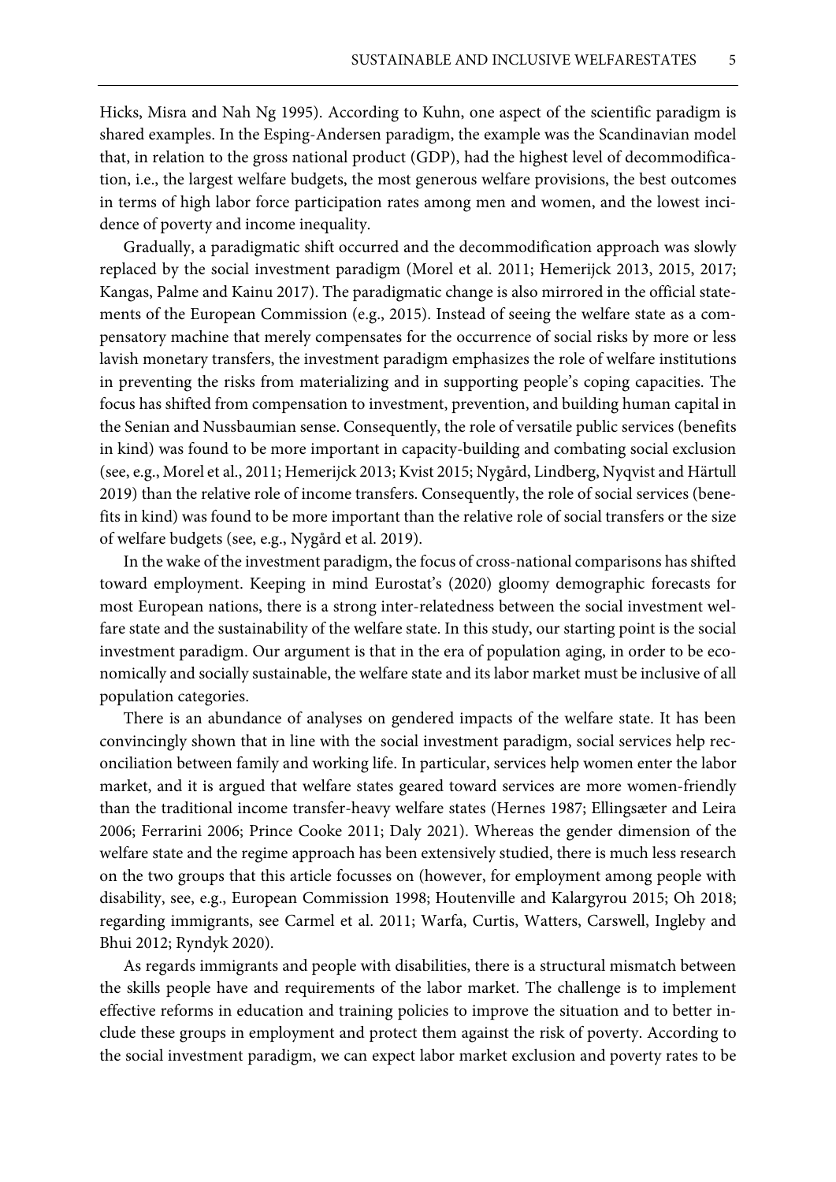Hicks, Misra and Nah Ng 1995). According to Kuhn, one aspect of the scientific paradigm is shared examples. In the Esping-Andersen paradigm, the example was the Scandinavian model that, in relation to the gross national product (GDP), had the highest level of decommodification, i.e., the largest welfare budgets, the most generous welfare provisions, the best outcomes in terms of high labor force participation rates among men and women, and the lowest incidence of poverty and income inequality.

Gradually, a paradigmatic shift occurred and the decommodification approach was slowly replaced by the social investment paradigm (Morel et al. 2011; Hemerijck 2013, 2015, 2017; Kangas, Palme and Kainu 2017). The paradigmatic change is also mirrored in the official statements of the European Commission (e.g., 2015). Instead of seeing the welfare state as a compensatory machine that merely compensates for the occurrence of social risks by more or less lavish monetary transfers, the investment paradigm emphasizes the role of welfare institutions in preventing the risks from materializing and in supporting people's coping capacities. The focus has shifted from compensation to investment, prevention, and building human capital in the Senian and Nussbaumian sense. Consequently, the role of versatile public services (benefits in kind) was found to be more important in capacity-building and combating social exclusion (see, e.g., Morel et al., 2011; Hemerijck 2013; Kvist 2015; Nygård, Lindberg, Nyqvist and Härtull 2019) than the relative role of income transfers. Consequently, the role of social services (benefits in kind) was found to be more important than the relative role of social transfers or the size of welfare budgets (see, e.g., Nygård et al. 2019).

In the wake of the investment paradigm, the focus of cross-national comparisons has shifted toward employment. Keeping in mind Eurostat's (2020) gloomy demographic forecasts for most European nations, there is a strong inter-relatedness between the social investment welfare state and the sustainability of the welfare state. In this study, our starting point is the social investment paradigm. Our argument is that in the era of population aging, in order to be economically and socially sustainable, the welfare state and its labor market must be inclusive of all population categories.

There is an abundance of analyses on gendered impacts of the welfare state. It has been convincingly shown that in line with the social investment paradigm, social services help reconciliation between family and working life. In particular, services help women enter the labor market, and it is argued that welfare states geared toward services are more women-friendly than the traditional income transfer-heavy welfare states (Hernes 1987; Ellingsæter and Leira 2006; Ferrarini 2006; Prince Cooke 2011; Daly 2021). Whereas the gender dimension of the welfare state and the regime approach has been extensively studied, there is much less research on the two groups that this article focusses on (however, for employment among people with disability, see, e.g., European Commission 1998; Houtenville and Kalargyrou 2015; Oh 2018; regarding immigrants, see Carmel et al. 2011; Warfa, Curtis, Watters, Carswell, Ingleby and Bhui 2012; Ryndyk 2020).

As regards immigrants and people with disabilities, there is a structural mismatch between the skills people have and requirements of the labor market. The challenge is to implement effective reforms in education and training policies to improve the situation and to better include these groups in employment and protect them against the risk of poverty. According to the social investment paradigm, we can expect labor market exclusion and poverty rates to be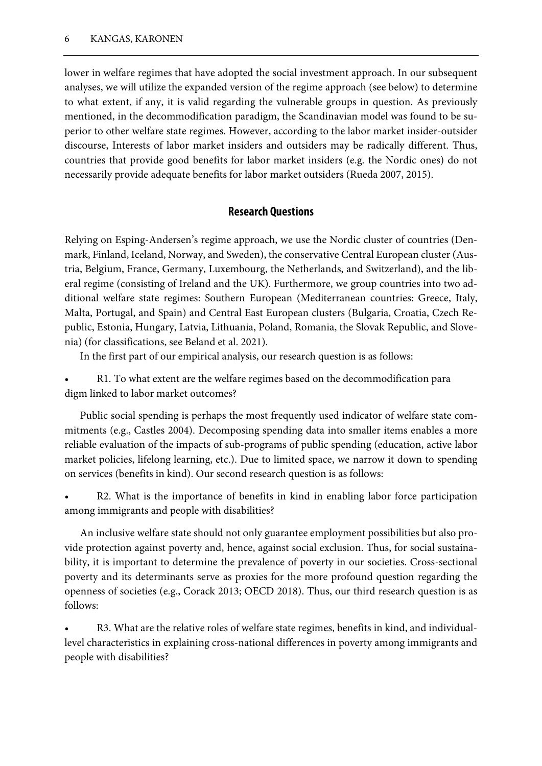lower in welfare regimes that have adopted the social investment approach. In our subsequent analyses, we will utilize the expanded version of the regime approach (see below) to determine to what extent, if any, it is valid regarding the vulnerable groups in question. As previously mentioned, in the decommodification paradigm, the Scandinavian model was found to be superior to other welfare state regimes. However, according to the labor market insider-outsider discourse, Interests of labor market insiders and outsiders may be radically different. Thus, countries that provide good benefits for labor market insiders (e.g. the Nordic ones) do not necessarily provide adequate benefits for labor market outsiders (Rueda 2007, 2015).

## Research Questions

Relying on Esping-Andersen's regime approach, we use the Nordic cluster of countries (Denmark, Finland, Iceland, Norway, and Sweden), the conservative Central European cluster (Austria, Belgium, France, Germany, Luxembourg, the Netherlands, and Switzerland), and the liberal regime (consisting of Ireland and the UK). Furthermore, we group countries into two additional welfare state regimes: Southern European (Mediterranean countries: Greece, Italy, Malta, Portugal, and Spain) and Central East European clusters (Bulgaria, Croatia, Czech Republic, Estonia, Hungary, Latvia, Lithuania, Poland, Romania, the Slovak Republic, and Slovenia) (for classifications, see Beland et al. 2021).

In the first part of our empirical analysis, our research question is as follows:

- R1. To what extent are the welfare regimes based on the decommodification paradigm linked to labor market outcomes?

Public social spending is perhaps the most frequently used indicator of welfare state commitments (e.g., Castles 2004). Decomposing spending data into smaller items enables a more reliable evaluation of the impacts of sub-programs of public spending (education, active labor market policies, lifelong learning, etc.). Due to limited space, we narrow it down to spending on services (benefits in kind). Our second research question is as follows:

- R2. What is the importance of benefits in kind in enabling labor force participation among immigrants and people with disabilities?

An inclusive welfare state should not only guarantee employment possibilities but also provide protection against poverty and, hence, against social exclusion. Thus, for social sustainability, it is important to determine the prevalence of poverty in our societies. Cross-sectional poverty and its determinants serve as proxies for the more profound question regarding the openness of societies (e.g., Corack 2013; OECD 2018). Thus, our third research question is as follows:

- R3. What are the relative roles of welfare state regimes, benefits in kind, and individual-level characteristics in explaining cross-national differences in poverty among immigrants and people with disabilities?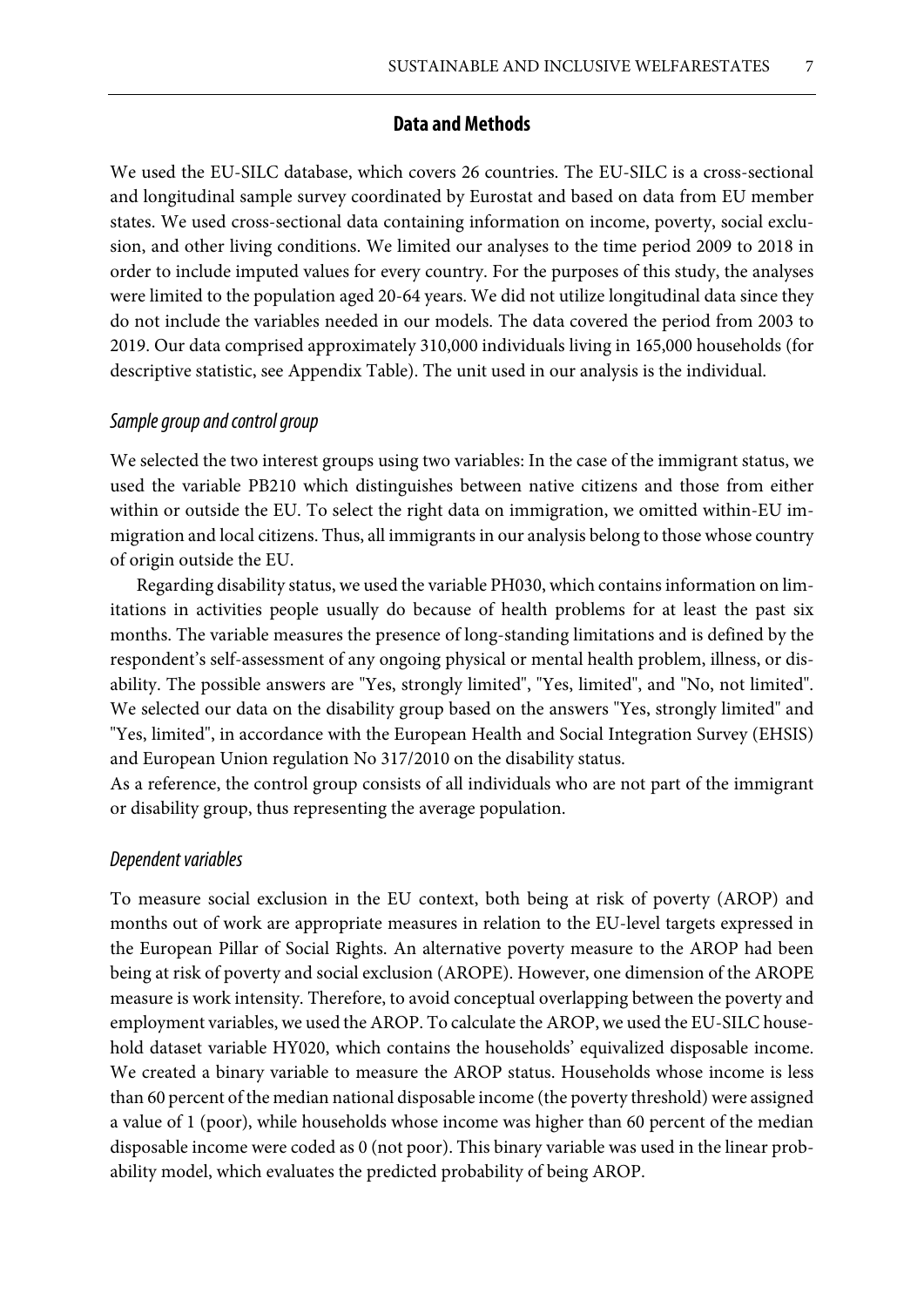## Data and Methods

We used the EU-SILC database, which covers 26 countries. The EU-SILC is a cross-sectional and longitudinal sample survey coordinated by Eurostat and based on data from EU member states. We used cross-sectional data containing information on income, poverty, social exclusion, and other living conditions. We limited our analyses to the time period 2009 to 2018 in order to include imputed values for every country. For the purposes of this study, the analyses were limited to the population aged 20-64 years. We did not utilize longitudinal data since they do not include the variables needed in our models. The data covered the period from 2003 to 2019. Our data comprised approximately 310,000 individuals living in 165,000 households (for descriptive statistic, see Appendix Table). The unit used in our analysis is the individual.

### *Sample group and control group*

We selected the two interest groups using two variables: In the case of the immigrant status, we used the variable PB210 which distinguishes between native citizens and those from either within or outside the EU. To select the right data on immigration, we omitted within-EU immigration and local citizens. Thus, all immigrants in our analysis belong to those whose country of origin outside the EU.

Regarding disability status, we used the variable PH030, which contains information on limitations in activities people usually do because of health problems for at least the past six months. The variable measures the presence of long-standing limitations and is defined by the respondent's self-assessment of any ongoing physical or mental health problem, illness, or disability. The possible answers are "Yes, strongly limited", "Yes, limited", and "No, not limited". We selected our data on the disability group based on the answers "Yes, strongly limited" and "Yes, limited", in accordance with the European Health and Social Integration Survey (EHSIS) and European Union regulation No 317/2010 on the disability status.

As a reference, the control group consists of all individuals who are not part of the immigrant or disability group, thus representing the average population.

### *Dependent variables*

To measure social exclusion in the EU context, both being at risk of poverty (AROP) and months out of work are appropriate measures in relation to the EU-level targets expressed in the European Pillar of Social Rights. An alternative poverty measure to the AROP had been being at risk of poverty and social exclusion (AROPE). However, one dimension of the AROPE measure is work intensity. Therefore, to avoid conceptual overlapping between the poverty and employment variables, we used the AROP. To calculate the AROP, we used the EU-SILC household dataset variable HY020, which contains the households' equivalized disposable income. We created a binary variable to measure the AROP status. Households whose income is less than 60 percent of the median national disposable income (the poverty threshold) were assigned a value of 1 (poor), while households whose income was higher than 60 percent of the median disposable income were coded as 0 (not poor). This binary variable was used in the linear probability model, which evaluates the predicted probability of being AROP.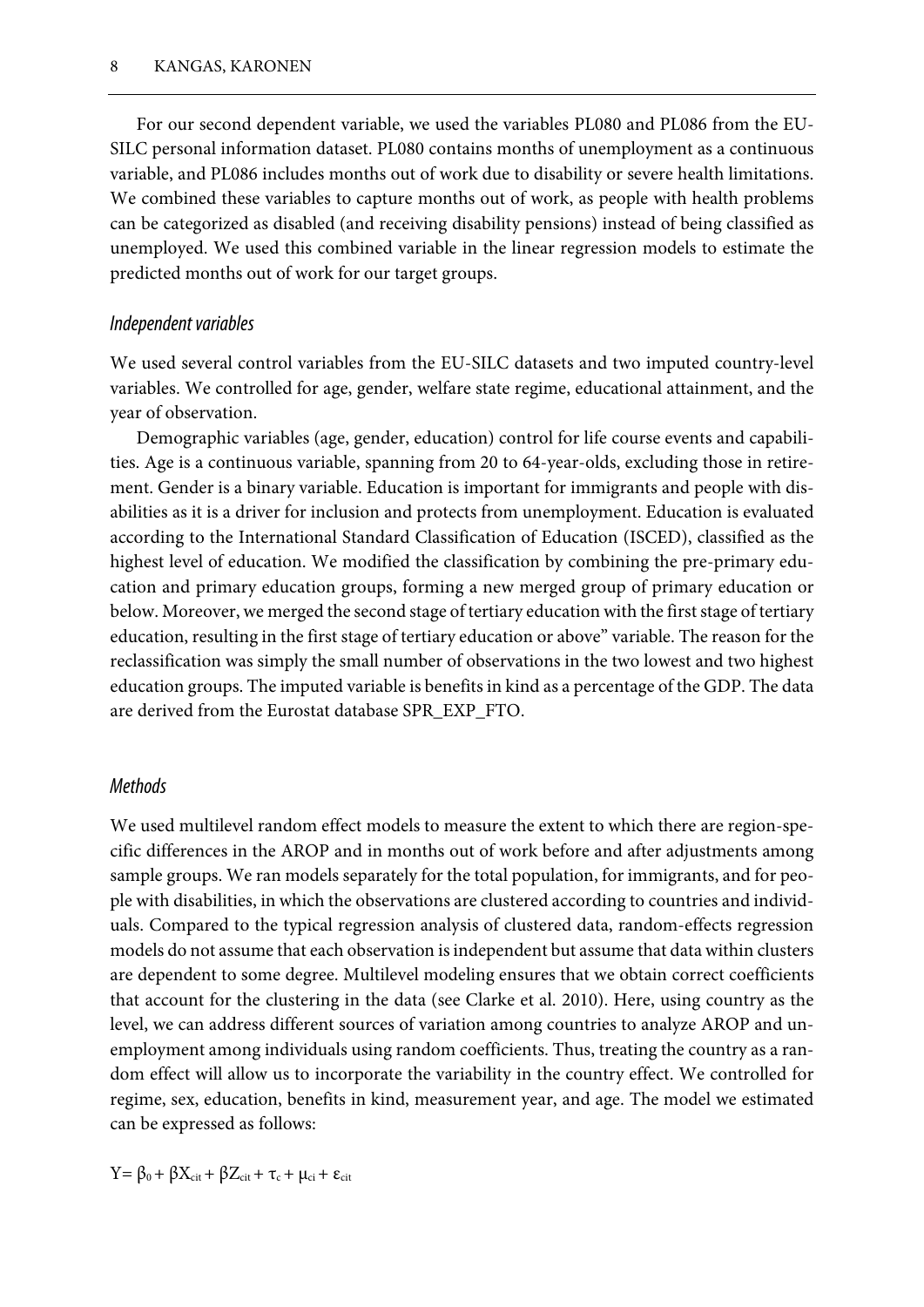For our second dependent variable, we used the variables PL080 and PL086 from the EU-SILC personal information dataset. PL080 contains months of unemployment as a continuous variable, and PL086 includes months out of work due to disability or severe health limitations. We combined these variables to capture months out of work, as people with health problems can be categorized as disabled (and receiving disability pensions) instead of being classified as unemployed. We used this combined variable in the linear regression models to estimate the predicted months out of work for our target groups.

### *Independent variables*

We used several control variables from the EU-SILC datasets and two imputed country-level variables. We controlled for age, gender, welfare state regime, educational attainment, and the year of observation.

Demographic variables (age, gender, education) control for life course events and capabilities. Age is a continuous variable, spanning from 20 to 64-year-olds, excluding those in retirement. Gender is a binary variable. Education is important for immigrants and people with disabilities as it is a driver for inclusion and protects from unemployment. Education is evaluated according to the International Standard Classification of Education (ISCED), classified as the highest level of education. We modified the classification by combining the pre-primary education and primary education groups, forming a new merged group of primary education or below. Moreover, we merged the second stage of tertiary education with the first stage of tertiary education, resulting in the first stage of tertiary education or above" variable. The reason for the reclassification was simply the small number of observations in the two lowest and two highest education groups. The imputed variable is benefits in kind as a percentage of the GDP. The data are derived from the Eurostat database SPR_EXP_FTO.

### *Methods*

We used multilevel random effect models to measure the extent to which there are region-specific differences in the AROP and in months out of work before and after adjustments among sample groups. We ran models separately for the total population, for immigrants, and for people with disabilities, in which the observations are clustered according to countries and individuals. Compared to the typical regression analysis of clustered data, random-effects regression models do not assume that each observation is independent but assume that data within clusters are dependent to some degree. Multilevel modeling ensures that we obtain correct coefficients that account for the clustering in the data (see Clarke et al. 2010). Here, using country as the level, we can address different sources of variation among countries to analyze AROP and unemployment among individuals using random coefficients. Thus, treating the country as a random effect will allow us to incorporate the variability in the country effect. We controlled for regime, sex, education, benefits in kind, measurement year, and age. The model we estimated can be expressed as follows:

$$Y = \beta_0 + \beta X_{cit} + \beta Z_{cit} + \tau_c + \mu_{ci} + \varepsilon_{cit}$$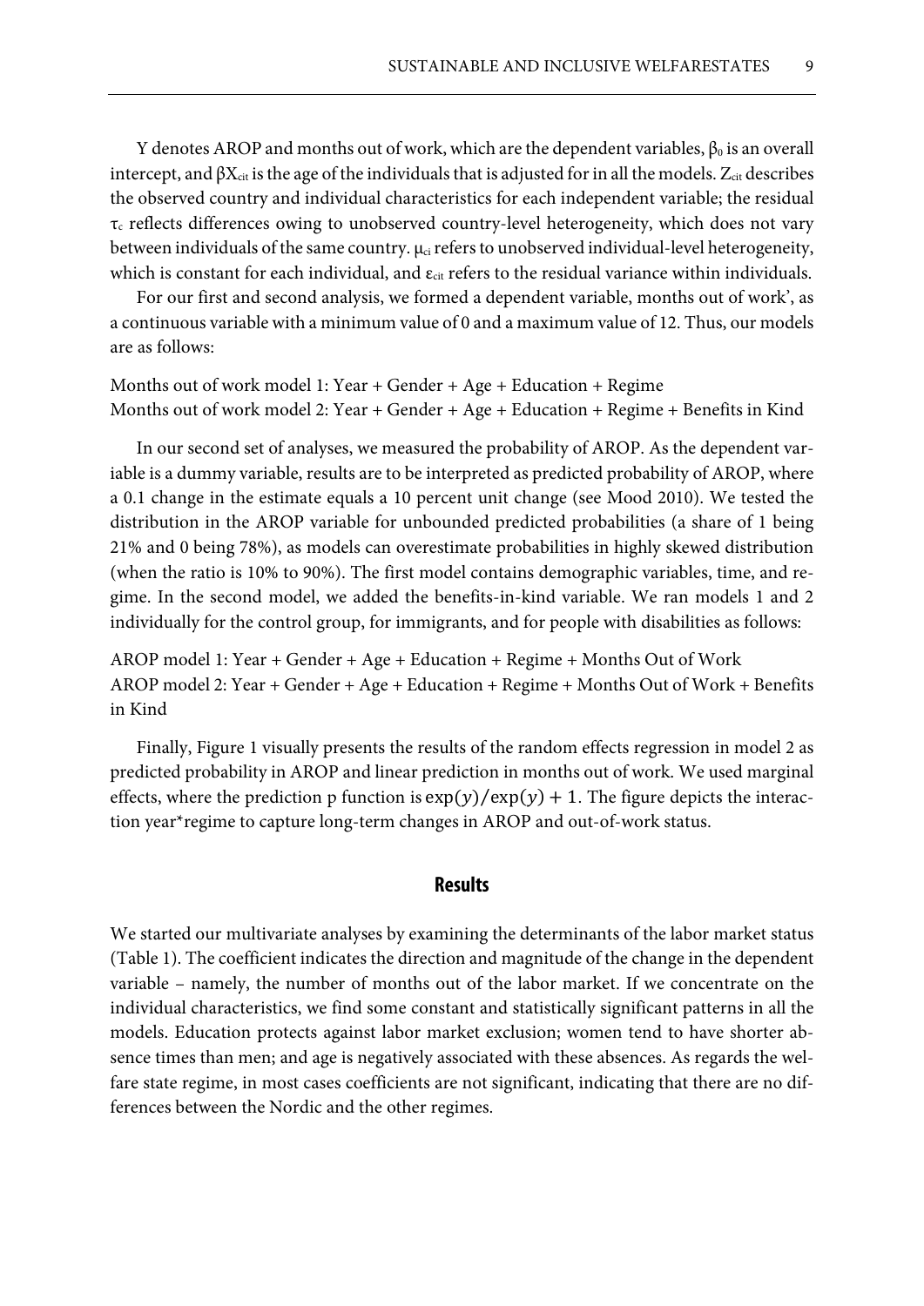Y denotes AROP and months out of work, which are the dependent variables, $\beta_0$ is an overall intercept, and $\beta X_{cit}$ is the age of the individuals that is adjusted for in all the models. $Z_{cit}$ describes the observed country and individual characteristics for each independent variable; the residual $\tau_c$ reflects differences owing to unobserved country-level heterogeneity, which does not vary between individuals of the same country. $\mu_{ci}$ refers to unobserved individual-level heterogeneity, which is constant for each individual, and $\varepsilon_{cit}$ refers to the residual variance within individuals.

For our first and second analysis, we formed a dependent variable, months out of work', as a continuous variable with a minimum value of 0 and a maximum value of 12. Thus, our models are as follows:

Months out of work model 1: Year + Gender + Age + Education + Regime
Months out of work model 2: Year + Gender + Age + Education + Regime + Benefits in Kind

In our second set of analyses, we measured the probability of AROP. As the dependent variable is a dummy variable, results are to be interpreted as predicted probability of AROP, where a 0.1 change in the estimate equals a 10 percent unit change (see Mood 2010). We tested the distribution in the AROP variable for unbounded predicted probabilities (a share of 1 being 21% and 0 being 78%), as models can overestimate probabilities in highly skewed distribution (when the ratio is 10% to 90%). The first model contains demographic variables, time, and regime. In the second model, we added the benefits-in-kind variable. We ran models 1 and 2 individually for the control group, for immigrants, and for people with disabilities as follows:

AROP model 1: Year + Gender + Age + Education + Regime + Months Out of Work
AROP model 2: Year + Gender + Age + Education + Regime + Months Out of Work + Benefits in Kind

Finally, Figure 1 visually presents the results of the random effects regression in model 2 as predicted probability in AROP and linear prediction in months out of work. We used marginal effects, where the prediction p function is $\exp(y)/\exp(y) + 1$. The figure depicts the interaction year*regime to capture long-term changes in AROP and out-of-work status.

## Results

We started our multivariate analyses by examining the determinants of the labor market status (Table 1). The coefficient indicates the direction and magnitude of the change in the dependent variable – namely, the number of months out of the labor market. If we concentrate on the individual characteristics, we find some constant and statistically significant patterns in all the models. Education protects against labor market exclusion; women tend to have shorter absence times than men; and age is negatively associated with these absences. As regards the welfare state regime, in most cases coefficients are not significant, indicating that there are no differences between the Nordic and the other regimes.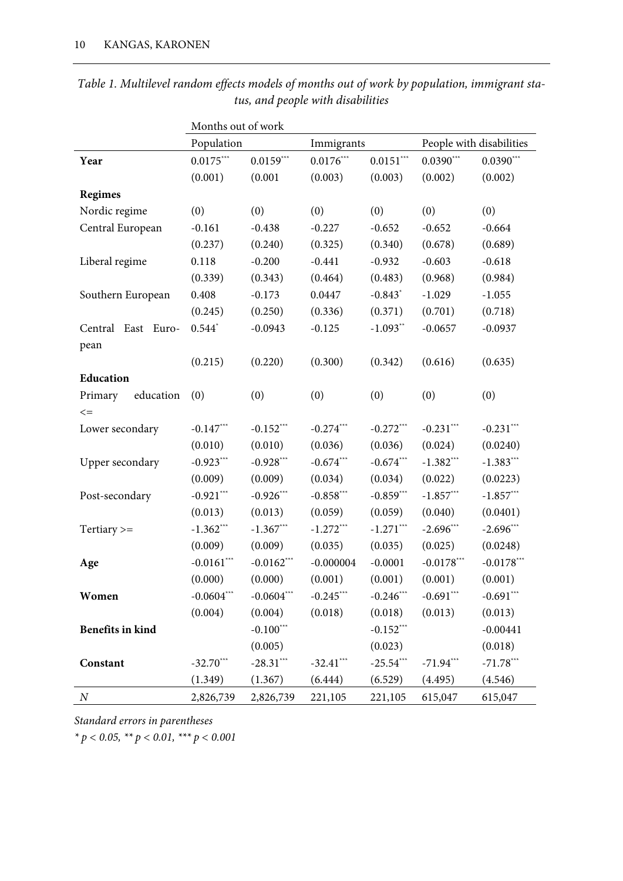*Table 1. Multilevel random effects models of months out of work by population, immigrant status, and people with disabilities*

| | Months out of work | | | | | |
|---|---|---|---|---|---|---|
| | Population | | Immigrants | | People with disabilities | |
| **Year** | 0.0175*** | 0.0159*** | 0.0176*** | 0.0151*** | 0.0390*** | 0.0390*** |
| | (0.001) | (0.001 | (0.003) | (0.003) | (0.002) | (0.002) |
| **Regimes** | | | | | | |
| Nordic regime | (0) | (0) | (0) | (0) | (0) | (0) |
| Central European | -0.161 | -0.438 | -0.227 | -0.652 | -0.652 | -0.664 |
| | (0.237) | (0.240) | (0.325) | (0.340) | (0.678) | (0.689) |
| Liberal regime | 0.118 | -0.200 | -0.441 | -0.932 | -0.603 | -0.618 |
| | (0.339) | (0.343) | (0.464) | (0.483) | (0.968) | (0.984) |
| Southern European | 0.408 | -0.173 | 0.0447 | -0.843* | -1.029 | -1.055 |
| | (0.245) | (0.250) | (0.336) | (0.371) | (0.701) | (0.718) |
| Central East European | 0.544* | -0.0943 | -0.125 | -1.093** | -0.0657 | -0.0937 |
| | (0.215) | (0.220) | (0.300) | (0.342) | (0.616) | (0.635) |
| **Education** | | | | | | |
| Primary education <= | (0) | (0) | (0) | (0) | (0) | (0) |
| Lower secondary | -0.147*** | -0.152*** | -0.274*** | -0.272*** | -0.231*** | -0.231*** |
| | (0.010) | (0.010) | (0.036) | (0.036) | (0.024) | (0.0240) |
| Upper secondary | -0.923*** | -0.928*** | -0.674*** | -0.674*** | -1.382*** | -1.383*** |
| | (0.009) | (0.009) | (0.034) | (0.034) | (0.022) | (0.0223) |
| Post-secondary | -0.921*** | -0.926*** | -0.858*** | -0.859*** | -1.857*** | -1.857*** |
| | (0.013) | (0.013) | (0.059) | (0.059) | (0.040) | (0.0401) |
| Tertiary >= | -1.362*** | -1.367*** | -1.272*** | -1.271*** | -2.696*** | -2.696*** |
| | (0.009) | (0.009) | (0.035) | (0.035) | (0.025) | (0.0248) |
| **Age** | -0.0161*** | -0.0162*** | -0.000004 | -0.0001 | -0.0178*** | -0.0178*** |
| | (0.000) | (0.000) | (0.001) | (0.001) | (0.001) | (0.001) |
| **Women** | -0.0604*** | -0.0604*** | -0.245*** | -0.246*** | -0.691*** | -0.691*** |
| | (0.004) | (0.004) | (0.018) | (0.018) | (0.013) | (0.013) |
| **Benefits in kind** | | -0.100*** | | -0.152*** | | -0.00441 |
| | | (0.005) | | (0.023) | | (0.018) |
| **Constant** | -32.70*** | -28.31*** | -32.41*** | -25.54*** | -71.94*** | -71.78*** |
| | (1.349) | (1.367) | (6.444) | (6.529) | (4.495) | (4.546) |
| *N* | 2,826,739 | 2,826,739 | 221,105 | 221,105 | 615,047 | 615,047 |

*Standard errors in parentheses*

* $p < 0.05$, ** $p < 0.01$, *** $p < 0.001$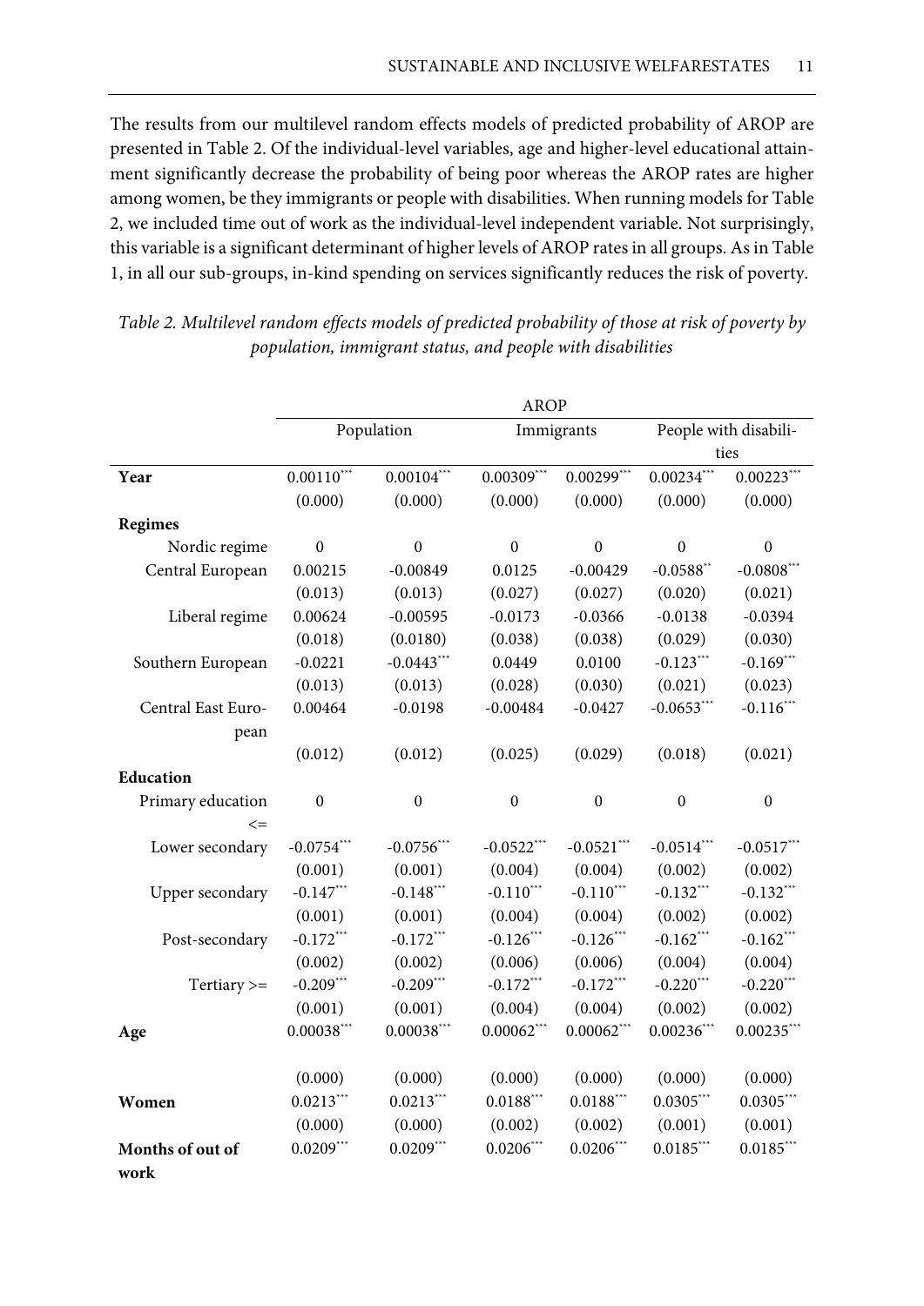The results from our multilevel random effects models of predicted probability of AROP are presented in Table 2. Of the individual-level variables, age and higher-level educational attainment significantly decrease the probability of being poor whereas the AROP rates are higher among women, be they immigrants or people with disabilities. When running models for Table 2, we included time out of work as the individual-level independent variable. Not surprisingly, this variable is a significant determinant of higher levels of AROP rates in all groups. As in Table 1, in all our sub-groups, in-kind spending on services significantly reduces the risk of poverty.

*Table 2. Multilevel random effects models of predicted probability of those at risk of poverty by population, immigrant status, and people with disabilities*

| | AROP | | | | | |
|---|---|---|---|---|---|---|
| | Population | | Immigrants | | People with disabilities | |
| **Year** | 0.00110*** | 0.00104*** | 0.00309*** | 0.00299*** | 0.00234*** | 0.00223*** |
| | (0.000) | (0.000) | (0.000) | (0.000) | (0.000) | (0.000) |
| **Regimes** | | | | | | |
| Nordic regime | 0 | 0 | 0 | 0 | 0 | 0 |
| Central European | 0.00215 | -0.00849 | 0.0125 | -0.00429 | -0.0588** | -0.0808*** |
| | (0.013) | (0.013) | (0.027) | (0.027) | (0.020) | (0.021) |
| Liberal regime | 0.00624 | -0.00595 | -0.0173 | -0.0366 | -0.0138 | -0.0394 |
| | (0.018) | (0.0180) | (0.038) | (0.038) | (0.029) | (0.030) |
| Southern European | -0.0221 | -0.0443*** | 0.0449 | 0.0100 | -0.123*** | -0.169*** |
| | (0.013) | (0.013) | (0.028) | (0.030) | (0.021) | (0.023) |
| Central East European | 0.00464 | -0.0198 | -0.00484 | -0.0427 | -0.0653*** | -0.116*** |
| | (0.012) | (0.012) | (0.025) | (0.029) | (0.018) | (0.021) |
| **Education** | | | | | | |
| Primary education <= | 0 | 0 | 0 | 0 | 0 | 0 |
| Lower secondary | -0.0754*** | -0.0756*** | -0.0522*** | -0.0521*** | -0.0514*** | -0.0517*** |
| | (0.001) | (0.001) | (0.004) | (0.004) | (0.002) | (0.002) |
| Upper secondary | -0.147*** | -0.148*** | -0.110*** | -0.110*** | -0.132*** | -0.132*** |
| | (0.001) | (0.001) | (0.004) | (0.004) | (0.002) | (0.002) |
| Post-secondary | -0.172*** | -0.172*** | -0.126*** | -0.126*** | -0.162*** | -0.162*** |
| | (0.002) | (0.002) | (0.006) | (0.006) | (0.004) | (0.004) |
| Tertiary >= | -0.209*** | -0.209*** | -0.172*** | -0.172*** | -0.220*** | -0.220*** |
| | (0.001) | (0.001) | (0.004) | (0.004) | (0.002) | (0.002) |
| **Age** | 0.00038*** | 0.00038*** | 0.00062*** | 0.00062*** | 0.00236*** | 0.00235*** |
| | (0.000) | (0.000) | (0.000) | (0.000) | (0.000) | (0.000) |
| **Women** | 0.0213*** | 0.0213*** | 0.0188*** | 0.0188*** | 0.0305*** | 0.0305*** |
| | (0.000) | (0.000) | (0.002) | (0.002) | (0.001) | (0.001) |
| **Months of out of work** | 0.0209*** | 0.0209*** | 0.0206*** | 0.0206*** | 0.0185*** | 0.0185*** |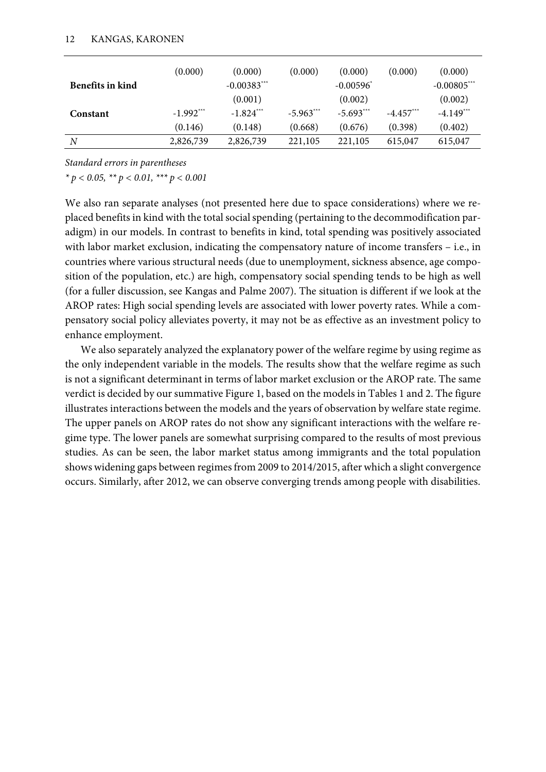| | | | | | | |
|---|---|---|---|---|---|---|
| | (0.000) | (0.000) | (0.000) | (0.000) | (0.000) | (0.000) |
| **Benefits in kind** | | -0.00383*** | | -0.00596* | | -0.00805*** |
| | | (0.001) | | (0.002) | | (0.002) |
| **Constant** | -1.992*** | -1.824*** | -5.963*** | -5.693*** | -4.457*** | -4.149*** |
| | (0.146) | (0.148) | (0.668) | (0.676) | (0.398) | (0.402) |
| *N* | 2,826,739 | 2,826,739 | 221,105 | 221,105 | 615,047 | 615,047 |

*Standard errors in parentheses*

*\* $p < 0.05$, \*\* $p < 0.01$, \*\*\* $p < 0.001$*

We also ran separate analyses (not presented here due to space considerations) where we replaced benefits in kind with the total social spending (pertaining to the decommodification paradigm) in our models. In contrast to benefits in kind, total spending was positively associated with labor market exclusion, indicating the compensatory nature of income transfers – i.e., in countries where various structural needs (due to unemployment, sickness absence, age composition of the population, etc.) are high, compensatory social spending tends to be high as well (for a fuller discussion, see Kangas and Palme 2007). The situation is different if we look at the AROP rates: High social spending levels are associated with lower poverty rates. While a compensatory social policy alleviates poverty, it may not be as effective as an investment policy to enhance employment.

We also separately analyzed the explanatory power of the welfare regime by using regime as the only independent variable in the models. The results show that the welfare regime as such is not a significant determinant in terms of labor market exclusion or the AROP rate. The same verdict is decided by our summative Figure 1, based on the models in Tables 1 and 2. The figure illustrates interactions between the models and the years of observation by welfare state regime. The upper panels on AROP rates do not show any significant interactions with the welfare regime type. The lower panels are somewhat surprising compared to the results of most previous studies. As can be seen, the labor market status among immigrants and the total population shows widening gaps between regimes from 2009 to 2014/2015, after which a slight convergence occurs. Similarly, after 2012, we can observe converging trends among people with disabilities.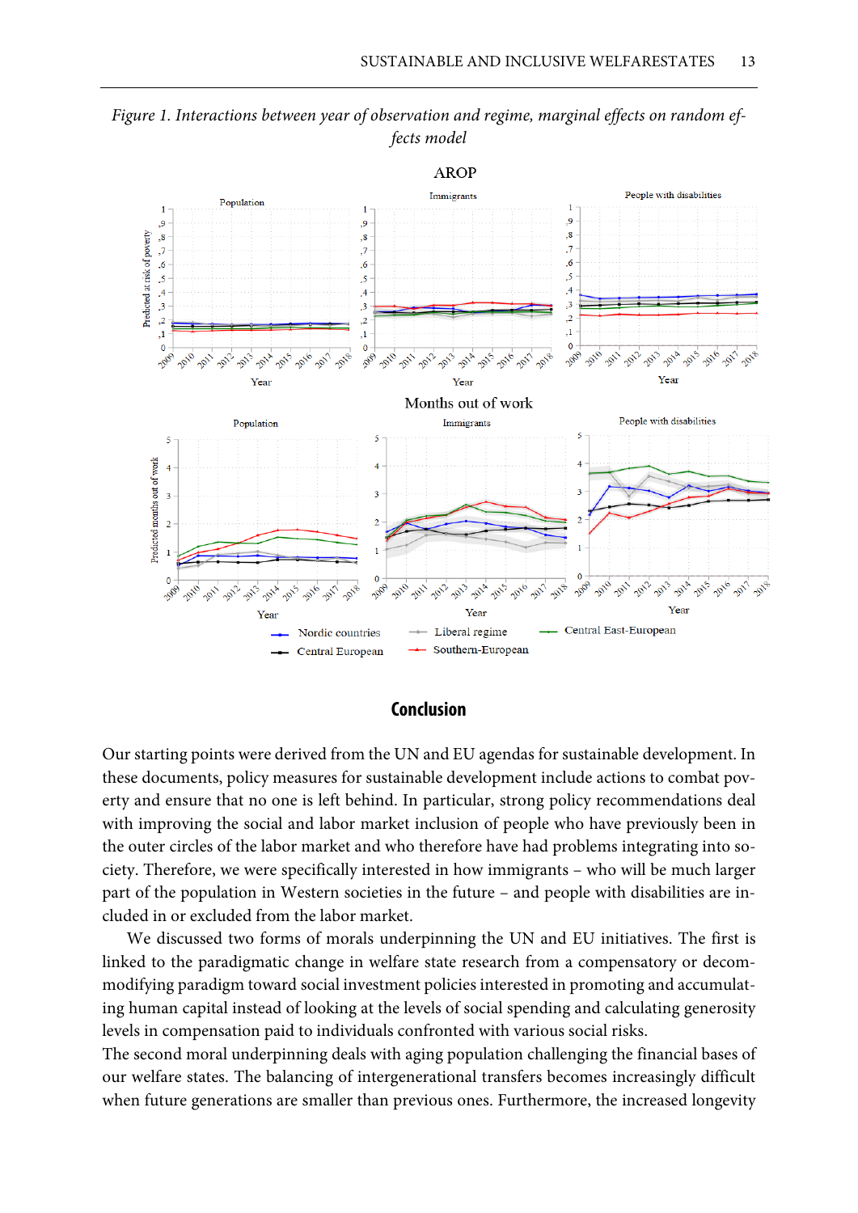*Figure 1. Interactions between year of observation and regime, marginal effects on random effects model*

## Conclusion

Our starting points were derived from the UN and EU agendas for sustainable development. In these documents, policy measures for sustainable development include actions to combat poverty and ensure that no one is left behind. In particular, strong policy recommendations deal with improving the social and labor market inclusion of people who have previously been in the outer circles of the labor market and who therefore have had problems integrating into society. Therefore, we were specifically interested in how immigrants – who will be much larger part of the population in Western societies in the future – and people with disabilities are included in or excluded from the labor market.

We discussed two forms of morals underpinning the UN and EU initiatives. The first is linked to the paradigmatic change in welfare state research from a compensatory or decommodifying paradigm toward social investment policies interested in promoting and accumulating human capital instead of looking at the levels of social spending and calculating generosity levels in compensation paid to individuals confronted with various social risks.

The second moral underpinning deals with aging population challenging the financial bases of our welfare states. The balancing of intergenerational transfers becomes increasingly difficult when future generations are smaller than previous ones. Furthermore, the increased longevity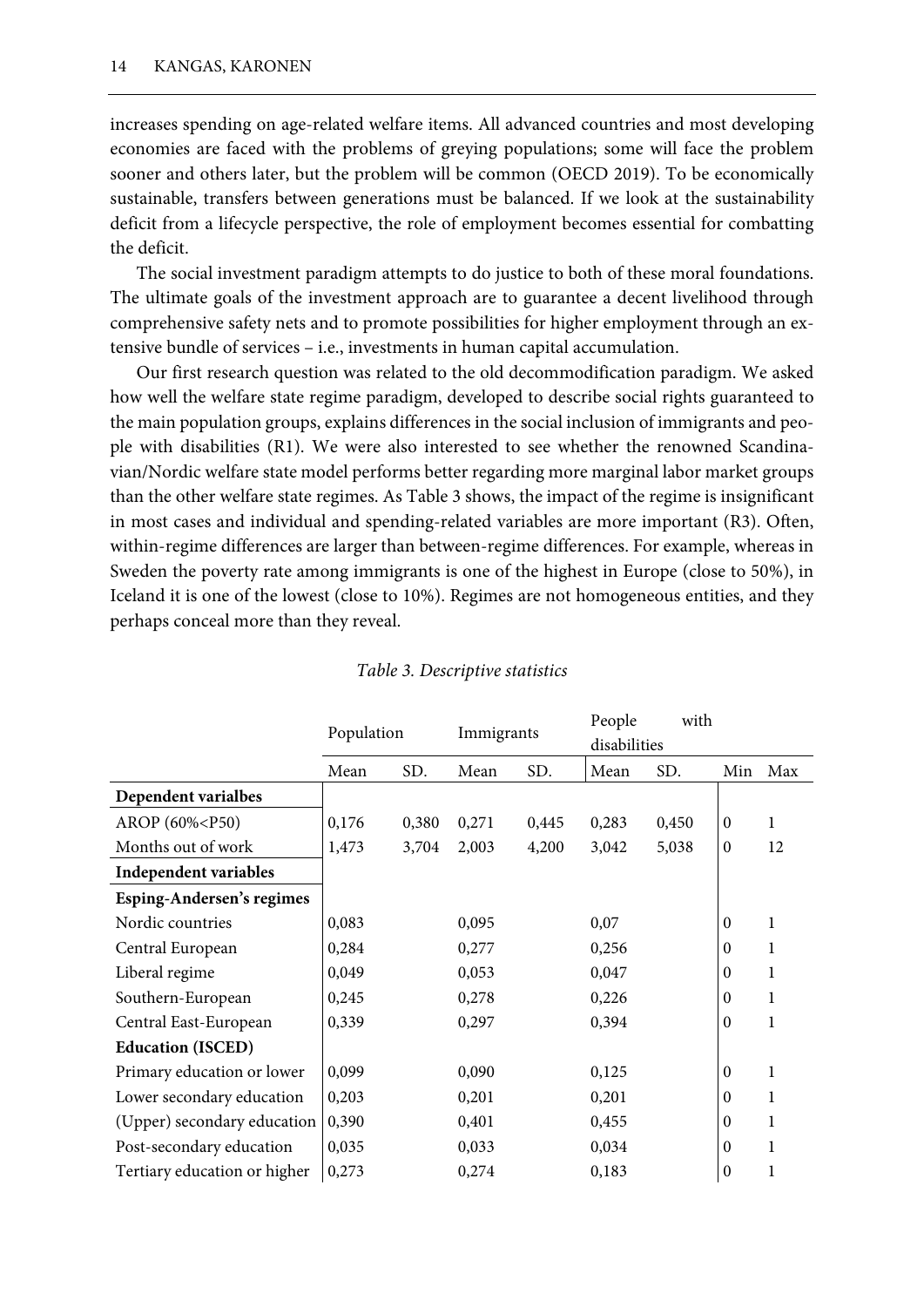increases spending on age-related welfare items. All advanced countries and most developing economies are faced with the problems of greying populations; some will face the problem sooner and others later, but the problem will be common (OECD 2019). To be economically sustainable, transfers between generations must be balanced. If we look at the sustainability deficit from a lifecycle perspective, the role of employment becomes essential for combatting the deficit.

The social investment paradigm attempts to do justice to both of these moral foundations. The ultimate goals of the investment approach are to guarantee a decent livelihood through comprehensive safety nets and to promote possibilities for higher employment through an extensive bundle of services – i.e., investments in human capital accumulation.

Our first research question was related to the old decommodification paradigm. We asked how well the welfare state regime paradigm, developed to describe social rights guaranteed to the main population groups, explains differences in the social inclusion of immigrants and people with disabilities (R1). We were also interested to see whether the renowned Scandinavian/Nordic welfare state model performs better regarding more marginal labor market groups than the other welfare state regimes. As Table 3 shows, the impact of the regime is insignificant in most cases and individual and spending-related variables are more important (R3). Often, within-regime differences are larger than between-regime differences. For example, whereas in Sweden the poverty rate among immigrants is one of the highest in Europe (close to 50%), in Iceland it is one of the lowest (close to 10%). Regimes are not homogeneous entities, and they perhaps conceal more than they reveal.

*Table 3. Descriptive statistics*

| | Population | | Immigrants | | People with disabilities | | | |
|---|---|---|---|---|---|---|---|---|
| | Mean | SD. | Mean | SD. | Mean | SD. | Min | Max |
| **Dependent varialbes** | | | | | | | | |
| AROP (60%<P50) | 0,176 | 0,380 | 0,271 | 0,445 | 0,283 | 0,450 | 0 | 1 |
| Months out of work | 1,473 | 3,704 | 2,003 | 4,200 | 3,042 | 5,038 | 0 | 12 |
| **Independent variables** | | | | | | | | |
| **Esping-Andersen's regimes** | | | | | | | | |
| Nordic countries | 0,083 | | 0,095 | | 0,07 | | 0 | 1 |
| Central European | 0,284 | | 0,277 | | 0,256 | | 0 | 1 |
| Liberal regime | 0,049 | | 0,053 | | 0,047 | | 0 | 1 |
| Southern-European | 0,245 | | 0,278 | | 0,226 | | 0 | 1 |
| Central East-European | 0,339 | | 0,297 | | 0,394 | | 0 | 1 |
| **Education (ISCED)** | | | | | | | | |
| Primary education or lower | 0,099 | | 0,090 | | 0,125 | | 0 | 1 |
| Lower secondary education | 0,203 | | 0,201 | | 0,201 | | 0 | 1 |
| (Upper) secondary education | 0,390 | | 0,401 | | 0,455 | | 0 | 1 |
| Post-secondary education | 0,035 | | 0,033 | | 0,034 | | 0 | 1 |
| Tertiary education or higher | 0,273 | | 0,274 | | 0,183 | | 0 | 1 |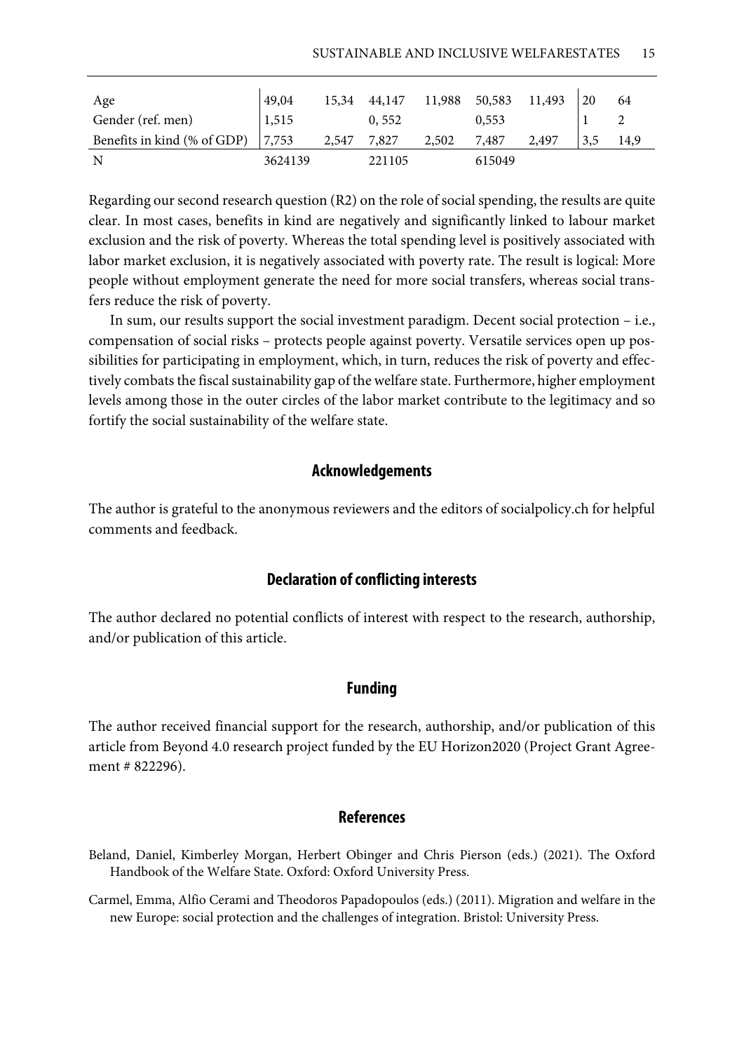| | | | | | | | | |
|---|---|---|---|---|---|---|---|---|
| Age | 49,04 | 15,34 | 44,147 | 11,988 | 50,583 | 11,493 | 20 | 64 |
| Gender (ref. men) | 1,515 | | 0, 552 | | 0,553 | | 1 | 2 |
| Benefits in kind (% of GDP) | 7,753 | 2,547 | 7,827 | 2,502 | 7,487 | 2,497 | 3,5 | 14,9 |
| N | 3624139 | | 221105 | | 615049 | | | |

Regarding our second research question (R2) on the role of social spending, the results are quite clear. In most cases, benefits in kind are negatively and significantly linked to labour market exclusion and the risk of poverty. Whereas the total spending level is positively associated with labor market exclusion, it is negatively associated with poverty rate. The result is logical: More people without employment generate the need for more social transfers, whereas social transfers reduce the risk of poverty.

In sum, our results support the social investment paradigm. Decent social protection – i.e., compensation of social risks – protects people against poverty. Versatile services open up possibilities for participating in employment, which, in turn, reduces the risk of poverty and effectively combats the fiscal sustainability gap of the welfare state. Furthermore, higher employment levels among those in the outer circles of the labor market contribute to the legitimacy and so fortify the social sustainability of the welfare state.

## Acknowledgements

The author is grateful to the anonymous reviewers and the editors of socialpolicy.ch for helpful comments and feedback.

## Declaration of conflicting interests

The author declared no potential conflicts of interest with respect to the research, authorship, and/or publication of this article.

## Funding

The author received financial support for the research, authorship, and/or publication of this article from Beyond 4.0 research project funded by the EU Horizon2020 (Project Grant Agreement # 822296).

## References

Beland, Daniel, Kimberley Morgan, Herbert Obinger and Chris Pierson (eds.) (2021). The Oxford Handbook of the Welfare State. Oxford: Oxford University Press.

Carmel, Emma, Alfio Cerami and Theodoros Papadopoulos (eds.) (2011). Migration and welfare in the new Europe: social protection and the challenges of integration. Bristol: University Press.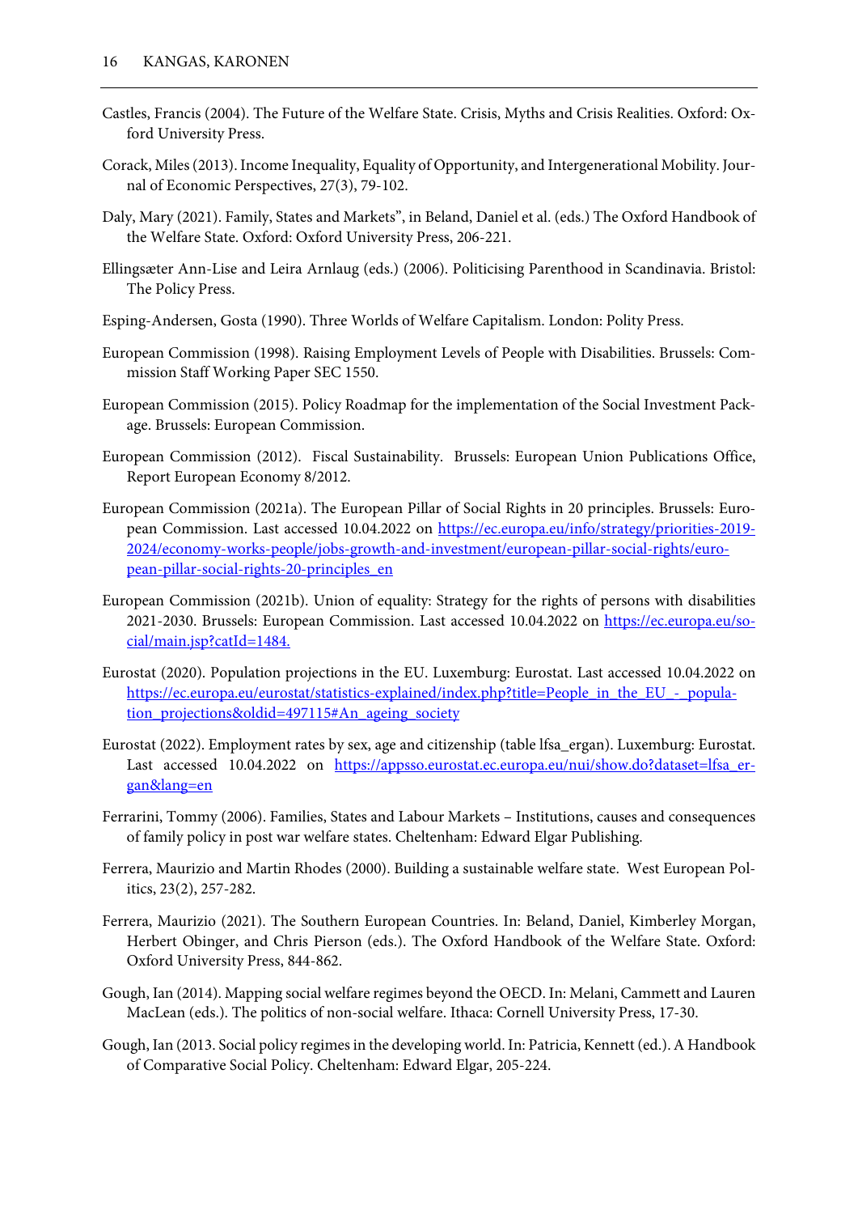Castles, Francis (2004). The Future of the Welfare State. Crisis, Myths and Crisis Realities. Oxford: Oxford University Press.

Corack, Miles (2013). Income Inequality, Equality of Opportunity, and Intergenerational Mobility. Journal of Economic Perspectives, 27(3), 79-102.

Daly, Mary (2021). Family, States and Markets", in Beland, Daniel et al. (eds.) The Oxford Handbook of the Welfare State. Oxford: Oxford University Press, 206-221.

Ellingsæter Ann-Lise and Leira Arnlaug (eds.) (2006). Politicising Parenthood in Scandinavia. Bristol: The Policy Press.

Esping-Andersen, Gosta (1990). Three Worlds of Welfare Capitalism. London: Polity Press.

European Commission (1998). Raising Employment Levels of People with Disabilities. Brussels: Commission Staff Working Paper SEC 1550.

European Commission (2015). Policy Roadmap for the implementation of the Social Investment Package. Brussels: European Commission.

European Commission (2012). Fiscal Sustainability. Brussels: European Union Publications Office, Report European Economy 8/2012.

European Commission (2021a). The European Pillar of Social Rights in 20 principles. Brussels: European Commission. Last accessed 10.04.2022 on https://ec.europa.eu/info/strategy/priorities-2019-2024/economy-works-people/jobs-growth-and-investment/european-pillar-social-rights/european-pillar-social-rights-20-principles_en

European Commission (2021b). Union of equality: Strategy for the rights of persons with disabilities 2021-2030. Brussels: European Commission. Last accessed 10.04.2022 on https://ec.europa.eu/social/main.jsp?catId=1484.

Eurostat (2020). Population projections in the EU. Luxemburg: Eurostat. Last accessed 10.04.2022 on https://ec.europa.eu/eurostat/statistics-explained/index.php?title=People_in_the_EU_-_population_projections&oldid=497115#An_ageing_society

Eurostat (2022). Employment rates by sex, age and citizenship (table lfsa_ergan). Luxemburg: Eurostat. Last accessed 10.04.2022 on https://appsso.eurostat.ec.europa.eu/nui/show.do?dataset=lfsa_ergan&lang=en

Ferrarini, Tommy (2006). Families, States and Labour Markets – Institutions, causes and consequences of family policy in post war welfare states. Cheltenham: Edward Elgar Publishing.

Ferrera, Maurizio and Martin Rhodes (2000). Building a sustainable welfare state. West European Politics, 23(2), 257-282.

Ferrera, Maurizio (2021). The Southern European Countries. In: Beland, Daniel, Kimberley Morgan, Herbert Obinger, and Chris Pierson (eds.). The Oxford Handbook of the Welfare State. Oxford: Oxford University Press, 844-862.

Gough, Ian (2014). Mapping social welfare regimes beyond the OECD. In: Melani, Cammett and Lauren MacLean (eds.). The politics of non-social welfare. Ithaca: Cornell University Press, 17-30.

Gough, Ian (2013. Social policy regimes in the developing world. In: Patricia, Kennett (ed.). A Handbook of Comparative Social Policy. Cheltenham: Edward Elgar, 205-224.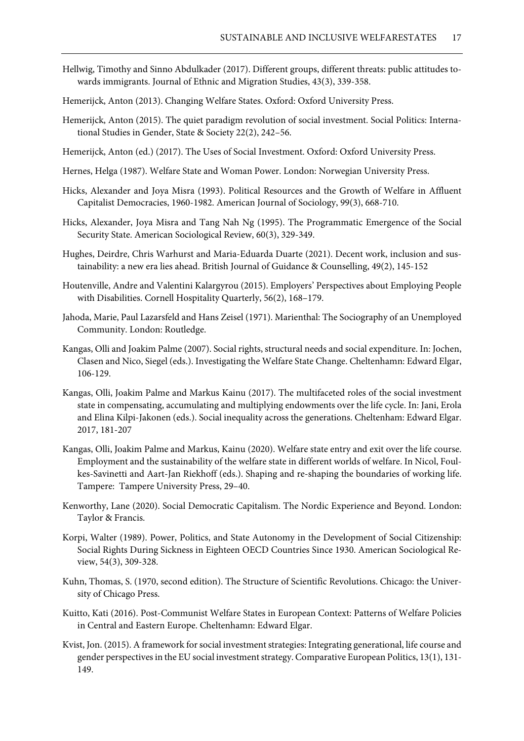Hellwig, Timothy and Sinno Abdulkader (2017). Different groups, different threats: public attitudes towards immigrants. Journal of Ethnic and Migration Studies, 43(3), 339-358.

Hemerijck, Anton (2013). Changing Welfare States. Oxford: Oxford University Press.

Hemerijck, Anton (2015). The quiet paradigm revolution of social investment. Social Politics: International Studies in Gender, State & Society 22(2), 242–56.

Hemerijck, Anton (ed.) (2017). The Uses of Social Investment. Oxford: Oxford University Press.

Hernes, Helga (1987). Welfare State and Woman Power. London: Norwegian University Press.

Hicks, Alexander and Joya Misra (1993). Political Resources and the Growth of Welfare in Affluent Capitalist Democracies, 1960-1982. American Journal of Sociology, 99(3), 668-710.

Hicks, Alexander, Joya Misra and Tang Nah Ng (1995). The Programmatic Emergence of the Social Security State. American Sociological Review, 60(3), 329-349.

Hughes, Deirdre, Chris Warhurst and Maria-Eduarda Duarte (2021). Decent work, inclusion and sustainability: a new era lies ahead. British Journal of Guidance & Counselling, 49(2), 145-152

Houtenville, Andre and Valentini Kalargyrou (2015). Employers' Perspectives about Employing People with Disabilities. Cornell Hospitality Quarterly, 56(2), 168–179.

Jahoda, Marie, Paul Lazarsfeld and Hans Zeisel (1971). Marienthal: The Sociography of an Unemployed Community. London: Routledge.

Kangas, Olli and Joakim Palme (2007). Social rights, structural needs and social expenditure. In: Jochen, Clasen and Nico, Siegel (eds.). Investigating the Welfare State Change. Cheltenhamn: Edward Elgar, 106-129.

Kangas, Olli, Joakim Palme and Markus Kainu (2017). The multifaceted roles of the social investment state in compensating, accumulating and multiplying endowments over the life cycle. In: Jani, Erola and Elina Kilpi-Jakonen (eds.). Social inequality across the generations. Cheltenham: Edward Elgar. 2017, 181-207

Kangas, Olli, Joakim Palme and Markus, Kainu (2020). Welfare state entry and exit over the life course. Employment and the sustainability of the welfare state in different worlds of welfare. In Nicol, Foulkes-Savinetti and Aart-Jan Riekhoff (eds.). Shaping and re-shaping the boundaries of working life. Tampere: Tampere University Press, 29–40.

Kenworthy, Lane (2020). Social Democratic Capitalism. The Nordic Experience and Beyond. London: Taylor & Francis.

Korpi, Walter (1989). Power, Politics, and State Autonomy in the Development of Social Citizenship: Social Rights During Sickness in Eighteen OECD Countries Since 1930. American Sociological Review, 54(3), 309-328.

Kuhn, Thomas, S. (1970, second edition). The Structure of Scientific Revolutions. Chicago: the University of Chicago Press.

Kuitto, Kati (2016). Post-Communist Welfare States in European Context: Patterns of Welfare Policies in Central and Eastern Europe. Cheltenhamn: Edward Elgar.

Kvist, Jon. (2015). A framework for social investment strategies: Integrating generational, life course and gender perspectives in the EU social investment strategy. Comparative European Politics, 13(1), 131-149.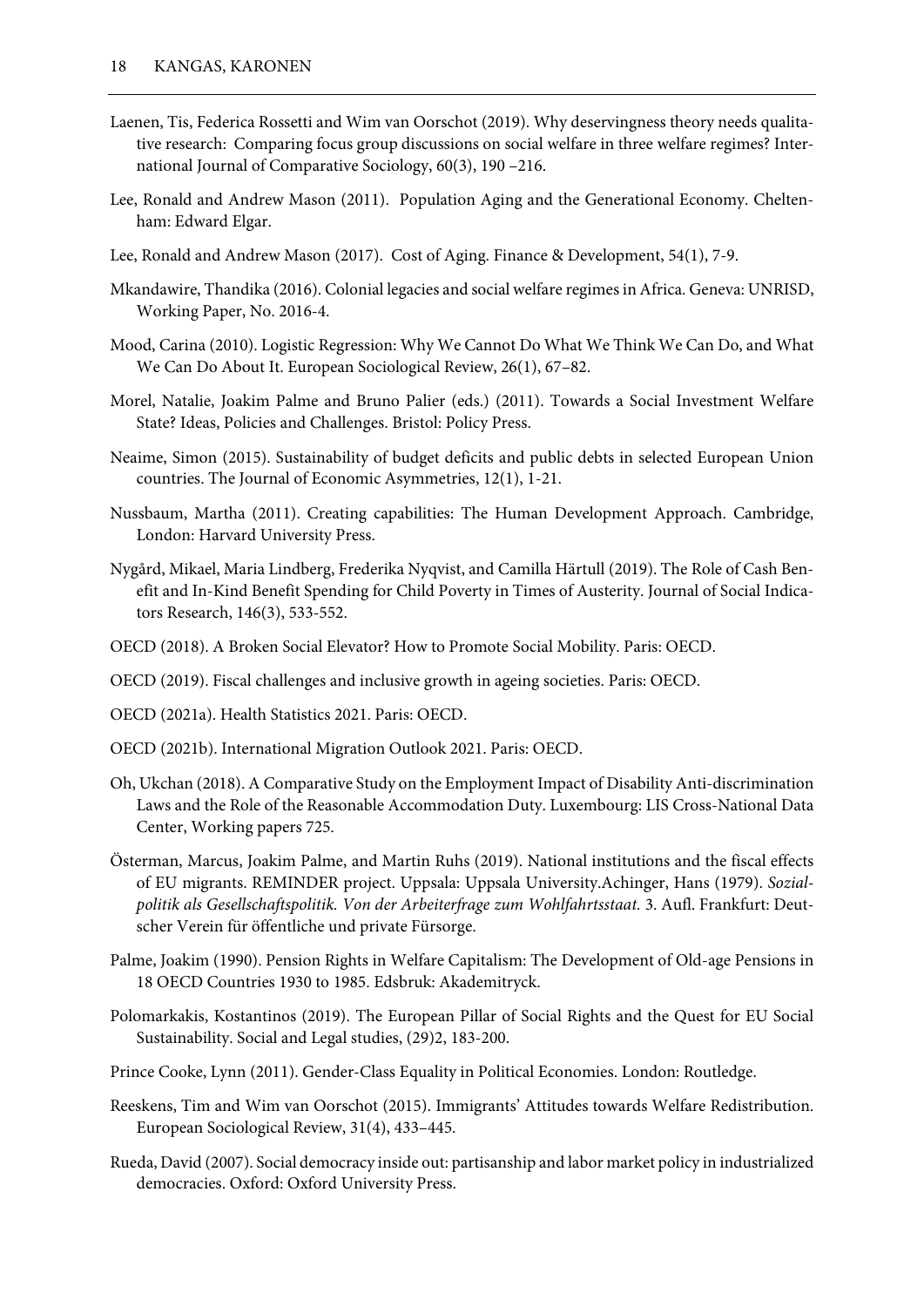Laenen, Tis, Federica Rossetti and Wim van Oorschot (2019). Why deservingness theory needs qualitative research: Comparing focus group discussions on social welfare in three welfare regimes? International Journal of Comparative Sociology, 60(3), 190 –216.

Lee, Ronald and Andrew Mason (2011). Population Aging and the Generational Economy. Cheltenham: Edward Elgar.

Lee, Ronald and Andrew Mason (2017). Cost of Aging. Finance & Development, 54(1), 7-9.

Mkandawire, Thandika (2016). Colonial legacies and social welfare regimes in Africa. Geneva: UNRISD, Working Paper, No. 2016-4.

Mood, Carina (2010). Logistic Regression: Why We Cannot Do What We Think We Can Do, and What We Can Do About It. European Sociological Review, 26(1), 67–82.

Morel, Natalie, Joakim Palme and Bruno Palier (eds.) (2011). Towards a Social Investment Welfare State? Ideas, Policies and Challenges. Bristol: Policy Press.

Neaime, Simon (2015). Sustainability of budget deficits and public debts in selected European Union countries. The Journal of Economic Asymmetries, 12(1), 1-21.

Nussbaum, Martha (2011). Creating capabilities: The Human Development Approach. Cambridge, London: Harvard University Press.

Nygård, Mikael, Maria Lindberg, Frederika Nyqvist, and Camilla Härtull (2019). The Role of Cash Benefit and In-Kind Benefit Spending for Child Poverty in Times of Austerity. Journal of Social Indicators Research, 146(3), 533-552.

OECD (2018). A Broken Social Elevator? How to Promote Social Mobility. Paris: OECD.

OECD (2019). Fiscal challenges and inclusive growth in ageing societies. Paris: OECD.

OECD (2021a). Health Statistics 2021. Paris: OECD.

OECD (2021b). International Migration Outlook 2021. Paris: OECD.

Oh, Ukchan (2018). A Comparative Study on the Employment Impact of Disability Anti-discrimination Laws and the Role of the Reasonable Accommodation Duty. Luxembourg: LIS Cross-National Data Center, Working papers 725.

Österman, Marcus, Joakim Palme, and Martin Ruhs (2019). National institutions and the fiscal effects of EU migrants. REMINDER project. Uppsala: Uppsala University.Achinger, Hans (1979). *Sozialpolitik als Gesellschaftspolitik. Von der Arbeiterfrage zum Wohlfahrtsstaat.* 3. Aufl. Frankfurt: Deutscher Verein für öffentliche und private Fürsorge.

Palme, Joakim (1990). Pension Rights in Welfare Capitalism: The Development of Old-age Pensions in 18 OECD Countries 1930 to 1985. Edsbruk: Akademitryck.

Polomarkakis, Kostantinos (2019). The European Pillar of Social Rights and the Quest for EU Social Sustainability. Social and Legal studies, (29)2, 183-200.

Prince Cooke, Lynn (2011). Gender-Class Equality in Political Economies. London: Routledge.

Reeskens, Tim and Wim van Oorschot (2015). Immigrants' Attitudes towards Welfare Redistribution. European Sociological Review, 31(4), 433–445.

Rueda, David (2007). Social democracy inside out: partisanship and labor market policy in industrialized democracies. Oxford: Oxford University Press.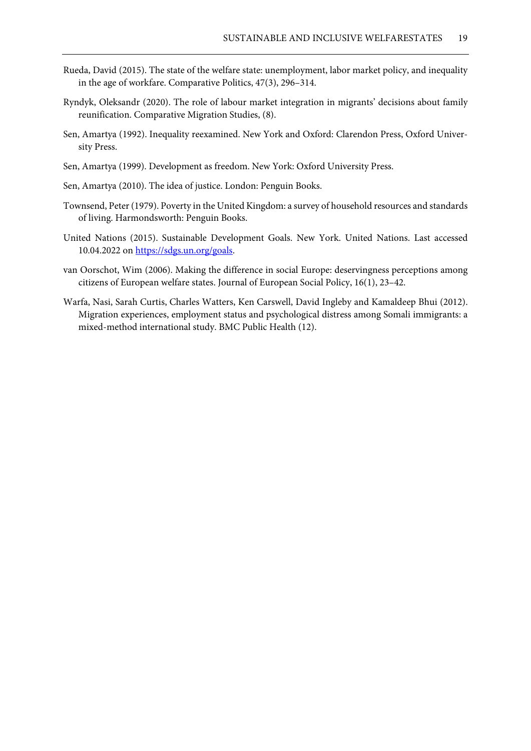Rueda, David (2015). The state of the welfare state: unemployment, labor market policy, and inequality in the age of workfare. Comparative Politics, 47(3), 296–314.

Ryndyk, Oleksandr (2020). The role of labour market integration in migrants' decisions about family reunification. Comparative Migration Studies, (8).

Sen, Amartya (1992). Inequality reexamined. New York and Oxford: Clarendon Press, Oxford University Press.

Sen, Amartya (1999). Development as freedom. New York: Oxford University Press.

Sen, Amartya (2010). The idea of justice. London: Penguin Books.

Townsend, Peter (1979). Poverty in the United Kingdom: a survey of household resources and standards of living. Harmondsworth: Penguin Books.

United Nations (2015). Sustainable Development Goals. New York. United Nations. Last accessed 10.04.2022 on https://sdgs.un.org/goals.

van Oorschot, Wim (2006). Making the difference in social Europe: deservingness perceptions among citizens of European welfare states. Journal of European Social Policy, 16(1), 23–42.

Warfa, Nasi, Sarah Curtis, Charles Watters, Ken Carswell, David Ingleby and Kamaldeep Bhui (2012). Migration experiences, employment status and psychological distress among Somali immigrants: a mixed-method international study. BMC Public Health (12).